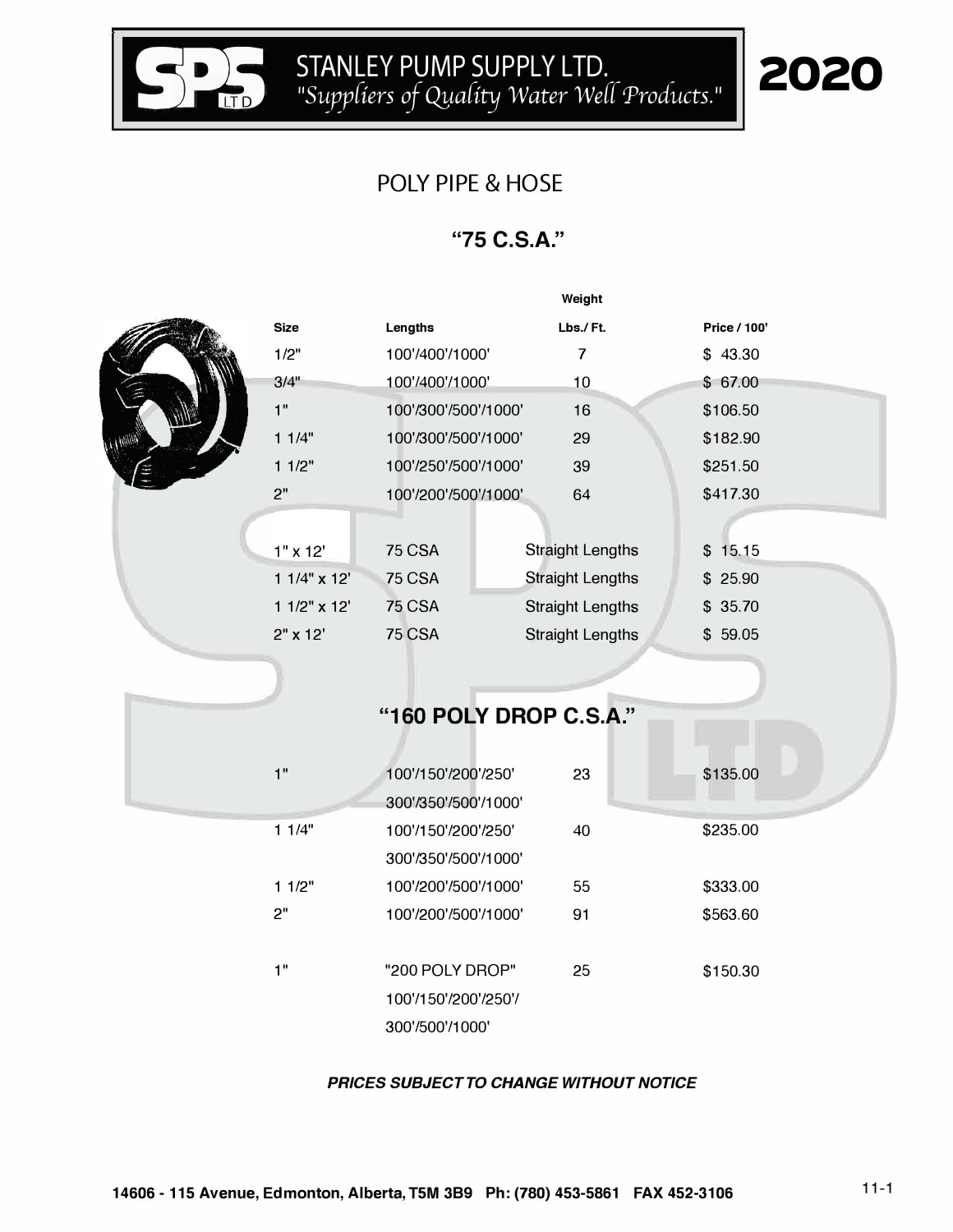# STANLEY PUMP SUPPLY LTD.

*"Suppliers of Quality Water Well Products."*

**2020**

## POLY PIPE & HOSE

### "75 C.S.A."

| Size | Lengths | Weight Lbs./ Ft. | Price / 100' |
|---|---|---|---|
| 1/2" | 100'/400'/1000' | 7 | $ 43.30 |
| 3/4" | 100'/400'/1000' | 10 | $ 67.00 |
| 1" | 100'/300'/500'/1000' | 16 | $106.50 |
| 1 1/4" | 100'/300'/500'/1000' | 29 | $182.90 |
| 1 1/2" | 100'/250'/500'/1000' | 39 | $251.50 |
| 2" | 100'/200'/500'/1000' | 64 | $417.30 |
| | | | |
| 1" x 12' | 75 CSA | Straight Lengths | $ 15.15 |
| 1 1/4" x 12' | 75 CSA | Straight Lengths | $ 25.90 |
| 1 1/2" x 12' | 75 CSA | Straight Lengths | $ 35.70 |
| 2" x 12' | 75 CSA | Straight Lengths | $ 59.05 |

### "160 POLY DROP C.S.A."

| Size | Lengths | Weight Lbs./ Ft. | Price / 100' |
|---|---|---|---|
| 1" | 100'/150'/200'/250' 300'/350'/500'/1000' | 23 | $135.00 |
| 1 1/4" | 100'/150'/200'/250' 300'/350'/500'/1000' | 40 | $235.00 |
| 1 1/2" | 100'/200'/500'/1000' | 55 | $333.00 |
| 2" | 100'/200'/500'/1000' | 91 | $563.60 |
| | | | |
| 1" | "200 POLY DROP" 100'/150'/200'/250'/ 300'/500'/1000' | 25 | $150.30 |

***PRICES SUBJECT TO CHANGE WITHOUT NOTICE***

**14606 - 115 Avenue, Edmonton, Alberta, T5M 3B9 Ph: (780) 453-5861 FAX 452-3106**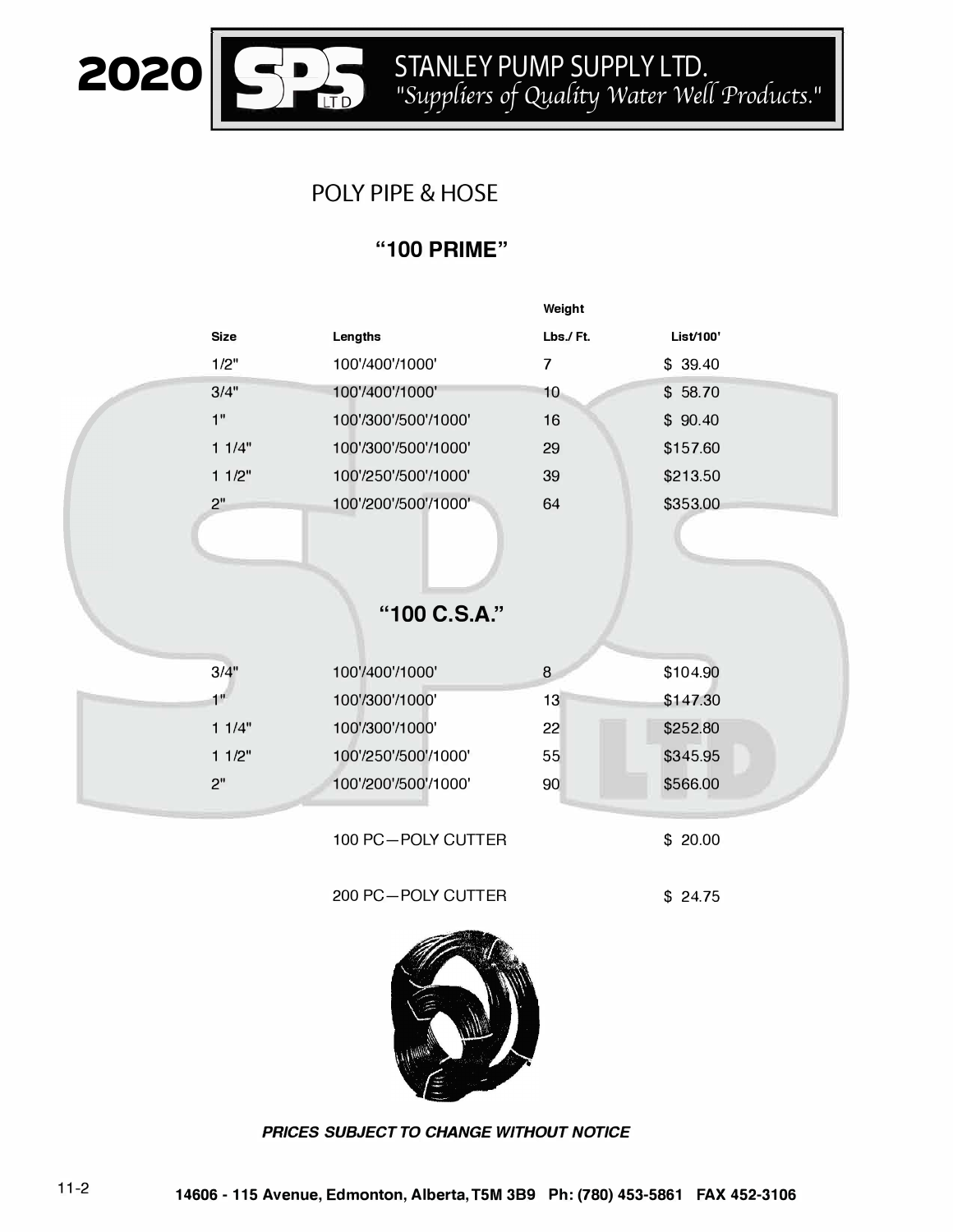# 2020 STANLEY PUMP SUPPLY LTD.

*"Suppliers of Quality Water Well Products."*

## POLY PIPE & HOSE

### "100 PRIME"

| Size | Lengths | Weight Lbs./ Ft. | List/100' |
|---|---|---|---|
| 1/2" | 100'/400'/1000' | 7 | $ 39.40 |
| 3/4" | 100'/400'/1000' | 10 | $ 58.70 |
| 1" | 100'/300'/500'/1000' | 16 | $ 90.40 |
| 1 1/4" | 100'/300'/500'/1000' | 29 | $157.60 |
| 1 1/2" | 100'/250'/500'/1000' | 39 | $213.50 |
| 2" | 100'/200'/500'/1000' | 64 | $353.00 |

### "100 C.S.A."

| Size | Lengths | Weight Lbs./ Ft. | List/100' |
|---|---|---|---|
| 3/4" | 100'/400'/1000' | 8 | $104.90 |
| 1" | 100'/300'/1000' | 13 | $147.30 |
| 1 1/4" | 100'/300'/1000' | 22 | $252.80 |
| 1 1/2" | 100'/250'/500'/1000' | 55 | $345.95 |
| 2" | 100'/200'/500'/1000' | 90 | $566.00 |

| Item | Price |
|---|---|
| 100 PC—POLY CUTTER | $ 20.00 |
| 200 PC—POLY CUTTER | $ 24.75 |

***PRICES SUBJECT TO CHANGE WITHOUT NOTICE***

**14606 - 115 Avenue, Edmonton, Alberta, T5M 3B9 Ph: (780) 453-5861 FAX 452-3106**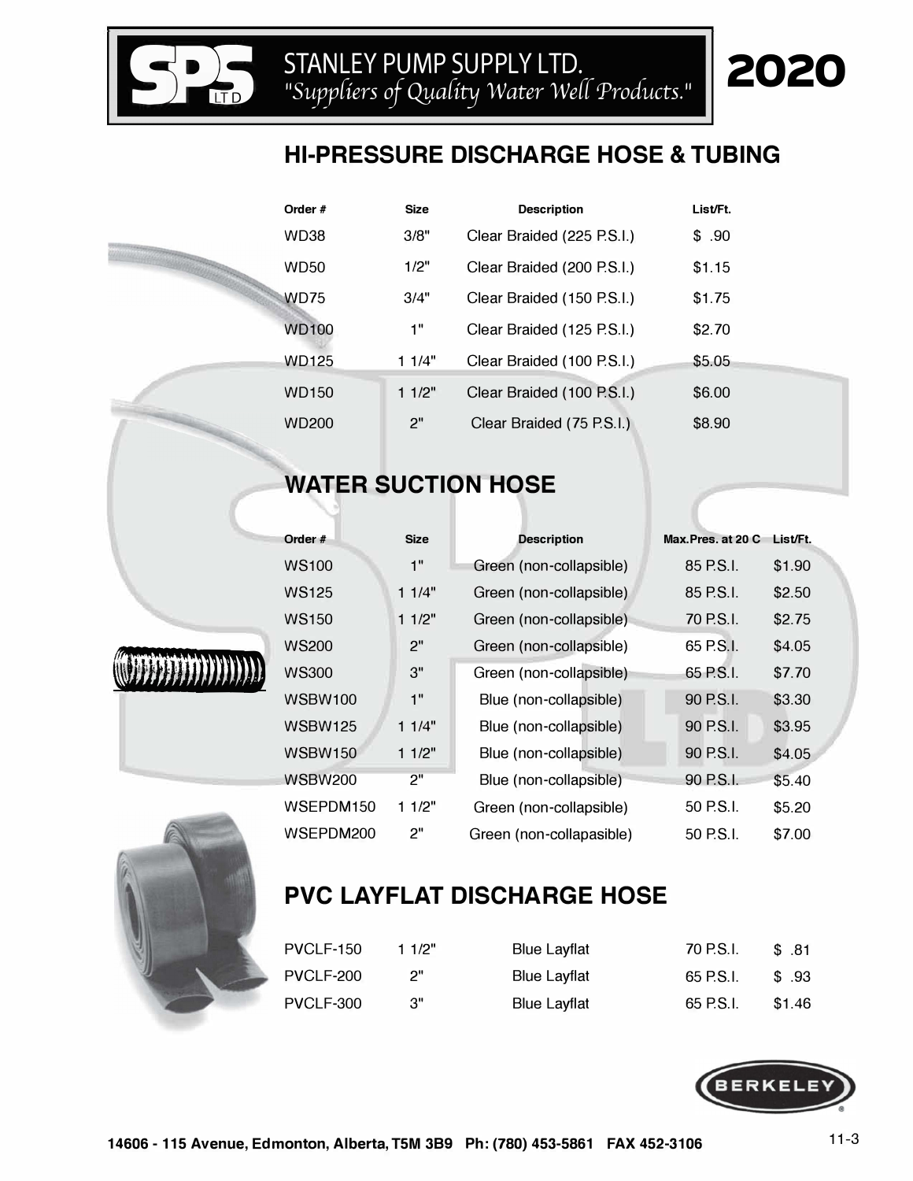# STANLEY PUMP SUPPLY LTD.

*"Suppliers of Quality Water Well Products."*

**2020**

## HI-PRESSURE DISCHARGE HOSE & TUBING

| Order # | Size | Description | List/Ft. |
|---|---|---|---|
| WD38 | 3/8" | Clear Braided (225 P.S.I.) | $ .90 |
| WD50 | 1/2" | Clear Braided (200 P.S.I.) | $1.15 |
| WD75 | 3/4" | Clear Braided (150 P.S.I.) | $1.75 |
| WD100 | 1" | Clear Braided (125 P.S.I.) | $2.70 |
| WD125 | 1 1/4" | Clear Braided (100 P.S.I.) | $5.05 |
| WD150 | 1 1/2" | Clear Braided (100 P.S.I.) | $6.00 |
| WD200 | 2" | Clear Braided (75 P.S.I.) | $8.90 |

## WATER SUCTION HOSE

| Order # | Size | Description | Max.Pres. at 20 C | List/Ft. |
|---|---|---|---|---|
| WS100 | 1" | Green (non-collapsible) | 85 P.S.I. | $1.90 |
| WS125 | 1 1/4" | Green (non-collapsible) | 85 P.S.I. | $2.50 |
| WS150 | 1 1/2" | Green (non-collapsible) | 70 P.S.I. | $2.75 |
| WS200 | 2" | Green (non-collapsible) | 65 P.S.I. | $4.05 |
| WS300 | 3" | Green (non-collapsible) | 65 P.S.I. | $7.70 |
| WSBW100 | 1" | Blue (non-collapsible) | 90 P.S.I. | $3.30 |
| WSBW125 | 1 1/4" | Blue (non-collapsible) | 90 P.S.I. | $3.95 |
| WSBW150 | 1 1/2" | Blue (non-collapsible) | 90 P.S.I. | $4.05 |
| WSBW200 | 2" | Blue (non-collapsible) | 90 P.S.I. | $5.40 |
| WSEPDM150 | 1 1/2" | Green (non-collapsible) | 50 P.S.I. | $5.20 |
| WSEPDM200 | 2" | Green (non-collapasible) | 50 P.S.I. | $7.00 |

## PVC LAYFLAT DISCHARGE HOSE

| Order # | Size | Description | Max.Pres. at 20 C | List/Ft. |
|---|---|---|---|---|
| PVCLF-150 | 1 1/2" | Blue Layflat | 70 P.S.I. | $ .81 |
| PVCLF-200 | 2" | Blue Layflat | 65 P.S.I. | $ .93 |
| PVCLF-300 | 3" | Blue Layflat | 65 P.S.I. | $1.46 |

BERKELEY

**14606 - 115 Avenue, Edmonton, Alberta, T5M 3B9 Ph: (780) 453-5861 FAX 452-3106**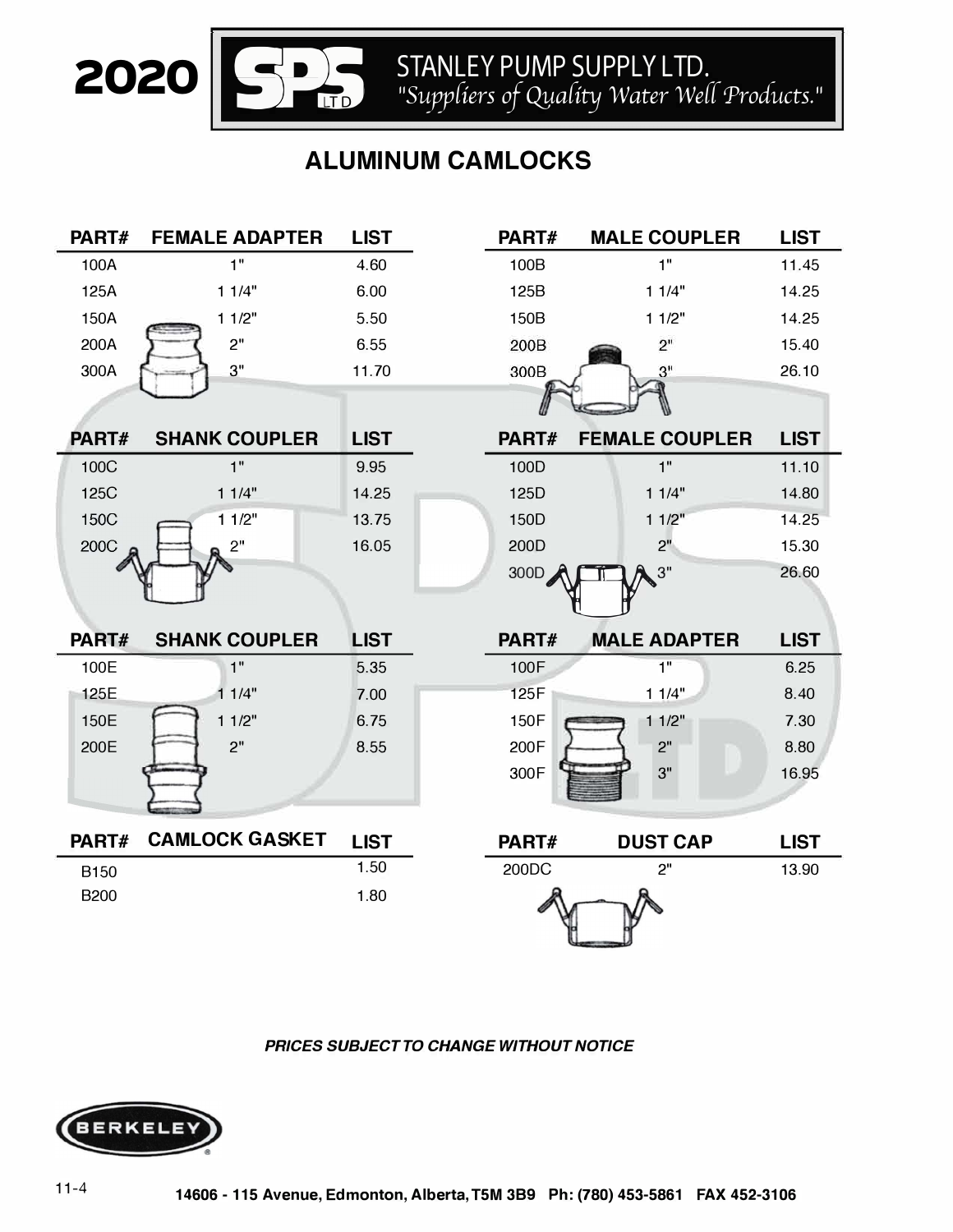2020

**STANLEY PUMP SUPPLY LTD.**
*"Suppliers of Quality Water Well Products."*

## ALUMINUM CAMLOCKS

| PART# | FEMALE ADAPTER | LIST |
|---|---|---|
| 100A | 1" | 4.60 |
| 125A | 1 1/4" | 6.00 |
| 150A | 1 1/2" | 5.50 |
| 200A | 2" | 6.55 |
| 300A | 3" | 11.70 |

| PART# | MALE COUPLER | LIST |
|---|---|---|
| 100B | 1" | 11.45 |
| 125B | 1 1/4" | 14.25 |
| 150B | 1 1/2" | 14.25 |
| 200B | 2" | 15.40 |
| 300B | 3" | 26.10 |

| PART# | SHANK COUPLER | LIST |
|---|---|---|
| 100C | 1" | 9.95 |
| 125C | 1 1/4" | 14.25 |
| 150C | 1 1/2" | 13.75 |
| 200C | 2" | 16.05 |

| PART# | FEMALE COUPLER | LIST |
|---|---|---|
| 100D | 1" | 11.10 |
| 125D | 1 1/4" | 14.80 |
| 150D | 1 1/2" | 14.25 |
| 200D | 2" | 15.30 |
| 300D | 3" | 26.60 |

| PART# | SHANK COUPLER | LIST |
|---|---|---|
| 100E | 1" | 5.35 |
| 125E | 1 1/4" | 7.00 |
| 150E | 1 1/2" | 6.75 |
| 200E | 2" | 8.55 |

| PART# | MALE ADAPTER | LIST |
|---|---|---|
| 100F | 1" | 6.25 |
| 125F | 1 1/4" | 8.40 |
| 150F | 1 1/2" | 7.30 |
| 200F | 2" | 8.80 |
| 300F | 3" | 16.95 |

| PART# | CAMLOCK GASKET | LIST |
|---|---|---|
| B150 | | 1.50 |
| B200 | | 1.80 |

| PART# | DUST CAP | LIST |
|---|---|---|
| 200DC | 2" | 13.90 |

***PRICES SUBJECT TO CHANGE WITHOUT NOTICE***

BERKELEY

11-4

**14606 - 115 Avenue, Edmonton, Alberta, T5M 3B9 Ph: (780) 453-5861 FAX 452-3106**